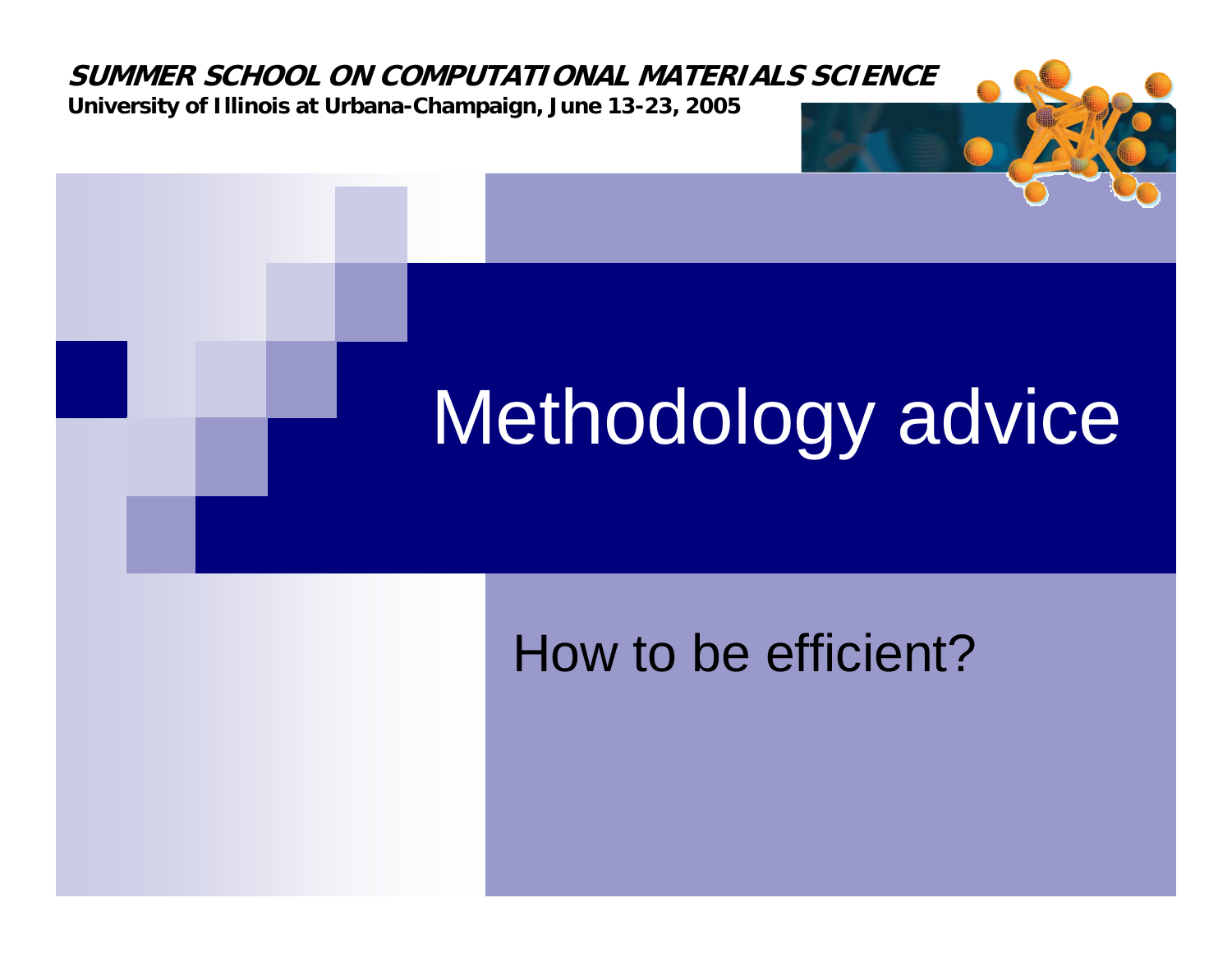**SUMMER SCHOOL ON COMPUTATIONAL MATERIALS SCIENCE**

**University of Illinois at Urbana-Champaign, June 13-23, 2005**

# Methodology advice

How to be efficient?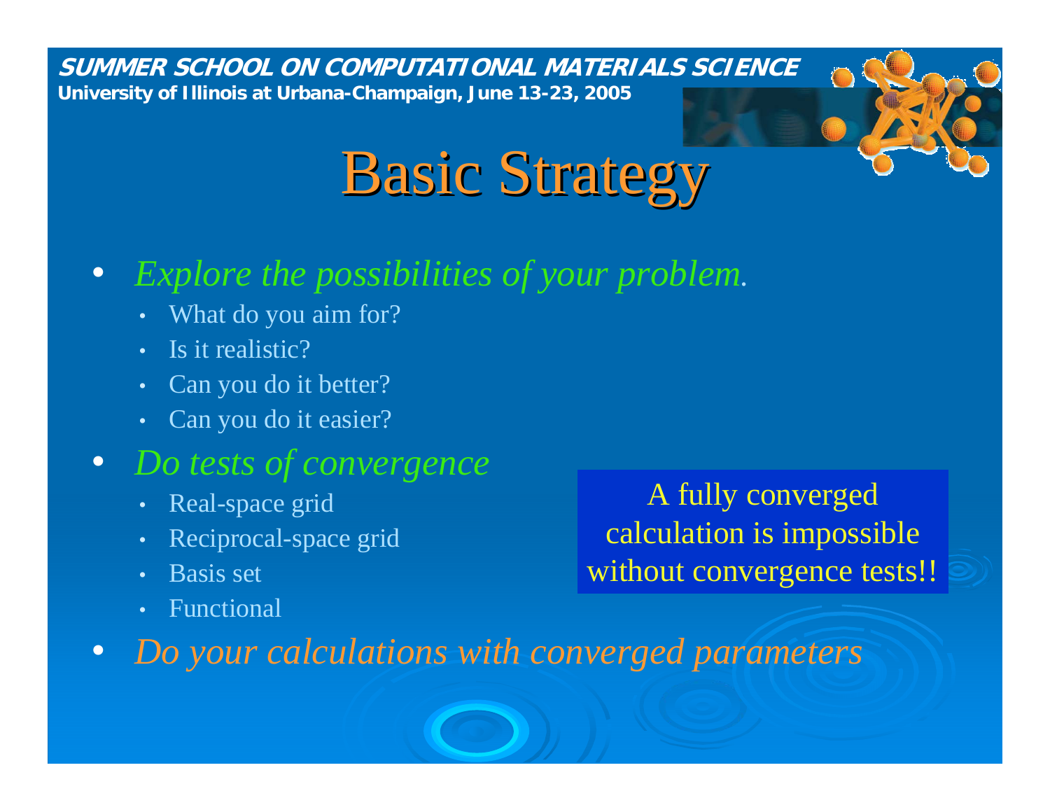# Basic Strategy

- *Explore the possibilities of your problem.*
  - What do you aim for?
  - Is it realistic?
  - Can you do it better?
  - Can you do it easier?
- *Do tests of convergence*
  - Real-space grid
  - Reciprocal-space grid
  - Basis set
  - Functional
- *Do your calculations with converged parameters*

A fully converged calculation is impossible without convergence tests!!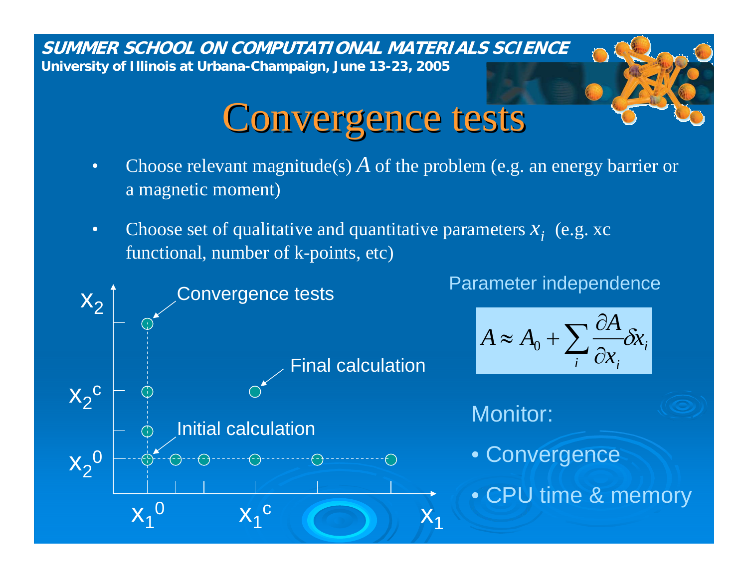# Convergence tests

- Choose relevant magnitude(s) $A$ of the problem (e.g. an energy barrier or a magnetic moment)
- Choose set of qualitative and quantitative parameters $x_i$ (e.g. xc functional, number of k-points, etc)

Convergence tests

Final calculation

Initial calculation

$x_2$, $x_2^c$, $x_2^0$, $x_1^0$, $x_1^c$, $x_1$

Parameter independence

$$A \approx A_0 + \sum_i \frac{\partial A}{\partial x_i} \delta x_i$$

Monitor:

- Convergence
- CPU time & memory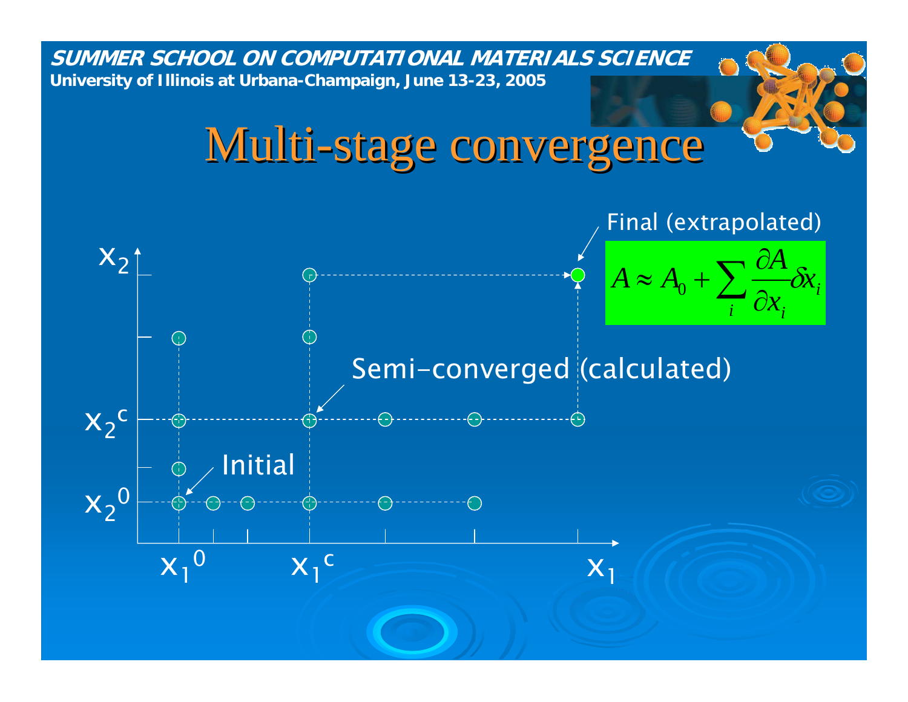# Multi-stage convergence

Final (extrapolated)

$$A \approx A_0 + \sum_i \frac{\partial A}{\partial x_i} \delta x_i$$

Semi-converged (calculated)

Initial

$x_2$

$x_2^c$

$x_2^0$

$x_1^0$

$x_1^c$

$x_1$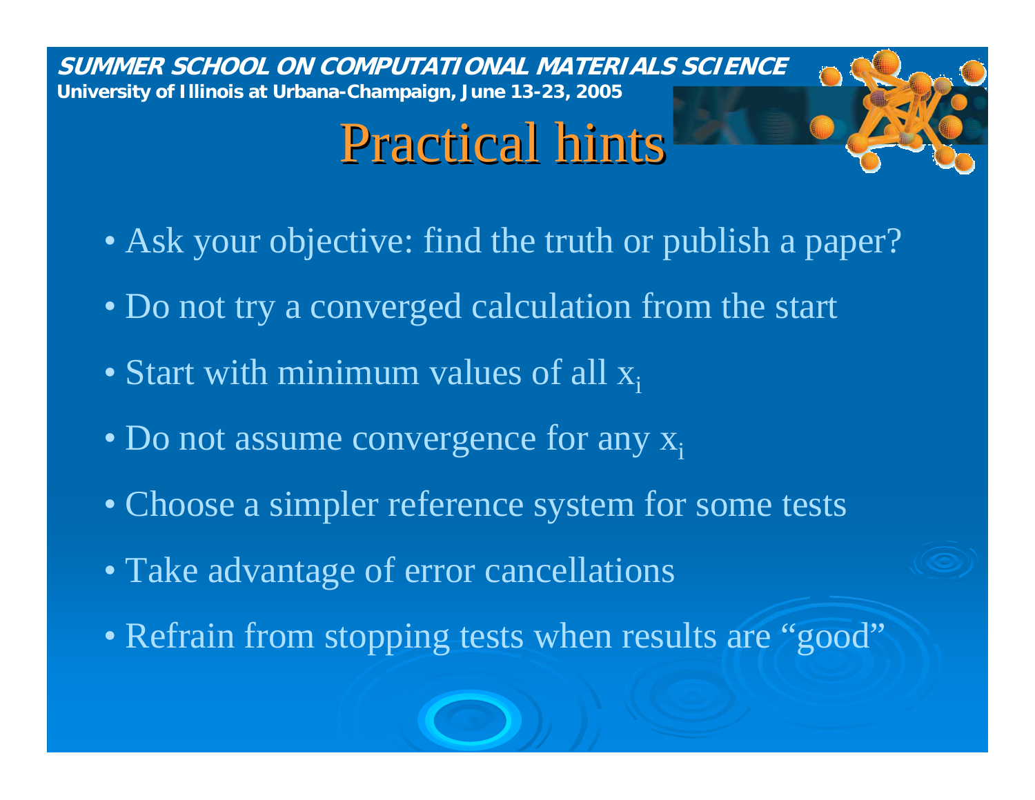# Practical hints

- Ask your objective: find the truth or publish a paper?
- Do not try a converged calculation from the start
- Start with minimum values of all $x_i$
- Do not assume convergence for any $x_i$
- Choose a simpler reference system for some tests
- Take advantage of error cancellations
- Refrain from stopping tests when results are “good”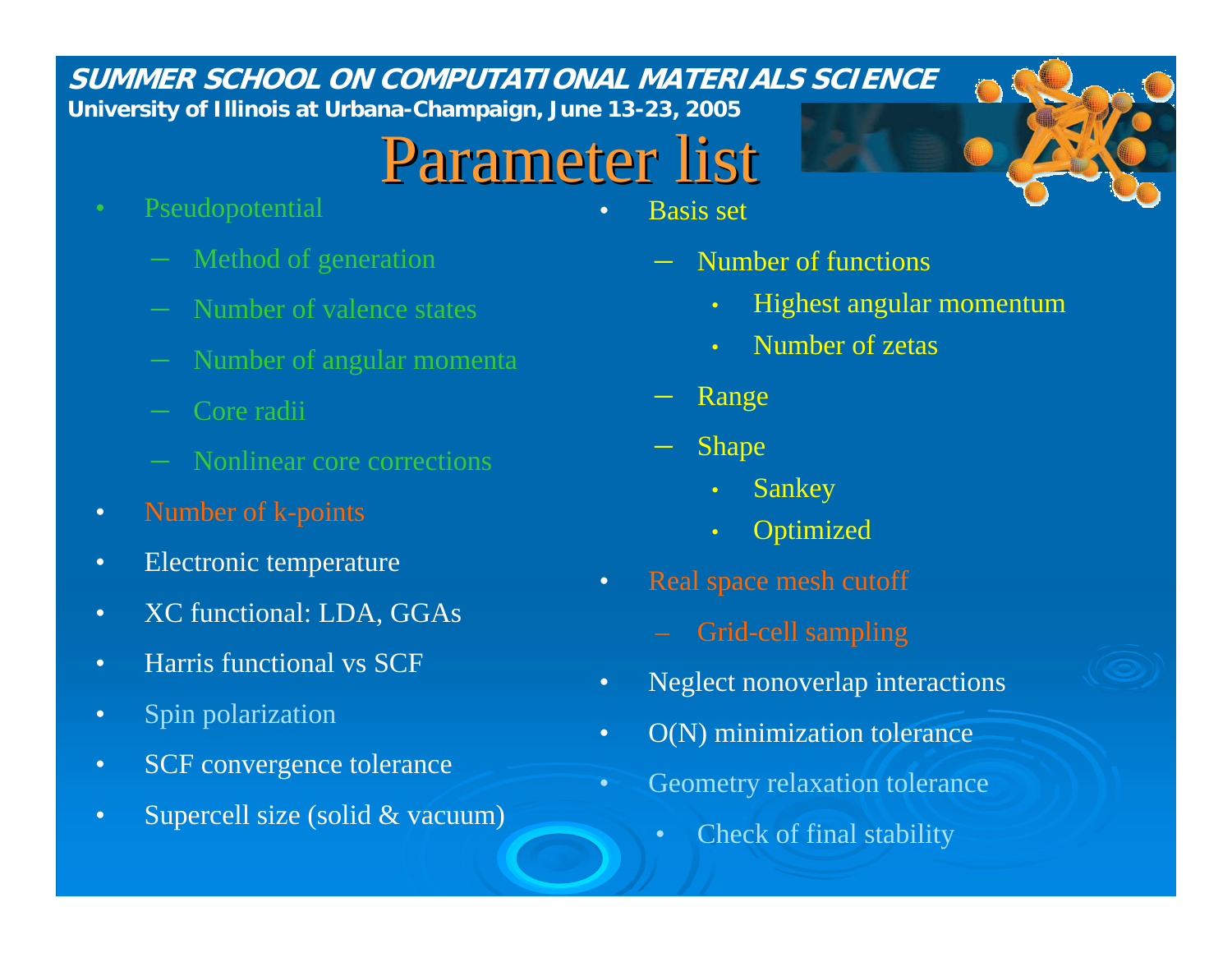# Parameter list

- Pseudopotential
  - Method of generation
  - Number of valence states
  - Number of angular momenta
  - Core radii
  - Nonlinear core corrections
- Number of k-points
- Electronic temperature
- XC functional: LDA, GGAs
- Harris functional vs SCF
- Spin polarization
- SCF convergence tolerance
- Supercell size (solid & vacuum)
- Basis set
  - Number of functions
    - Highest angular momentum
    - Number of zetas
  - Range
  - Shape
    - Sankey
    - Optimized
- Real space mesh cutoff
  - Grid-cell sampling
- Neglect nonoverlap interactions
- O(N) minimization tolerance
- Geometry relaxation tolerance
  - Check of final stability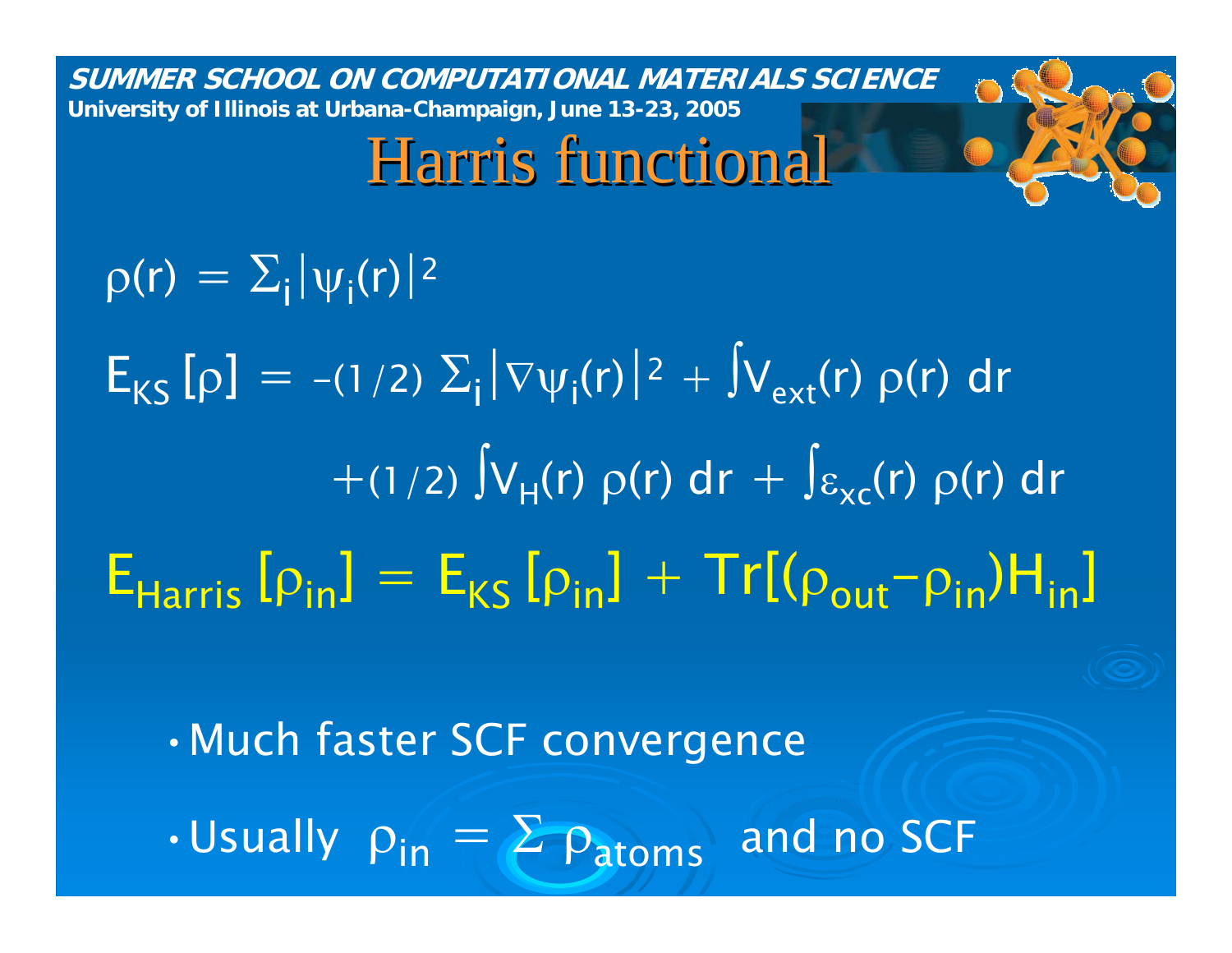SUMMER SCHOOL ON COMPUTATIONAL MATERIALS SCIENCE
University of Illinois at Urbana-Champaign, June 13-23, 2005

# Harris functional

$$\rho(r) = \Sigma_i |\psi_i(r)|^2$$

$$E_{KS}[\rho] = -(1/2)\, \Sigma_i |\nabla\psi_i(r)|^2 + \int V_{ext}(r)\, \rho(r)\, dr$$

$$+(1/2) \int V_H(r)\, \rho(r)\, dr + \int \varepsilon_{xc}(r)\, \rho(r)\, dr$$

$$E_{Harris}[\rho_{in}] = E_{KS}[\rho_{in}] + Tr[(\rho_{out} - \rho_{in}) H_{in}]$$

- Much faster SCF convergence
- Usually $\rho_{in} = \Sigma\, \rho_{atoms}$ and no SCF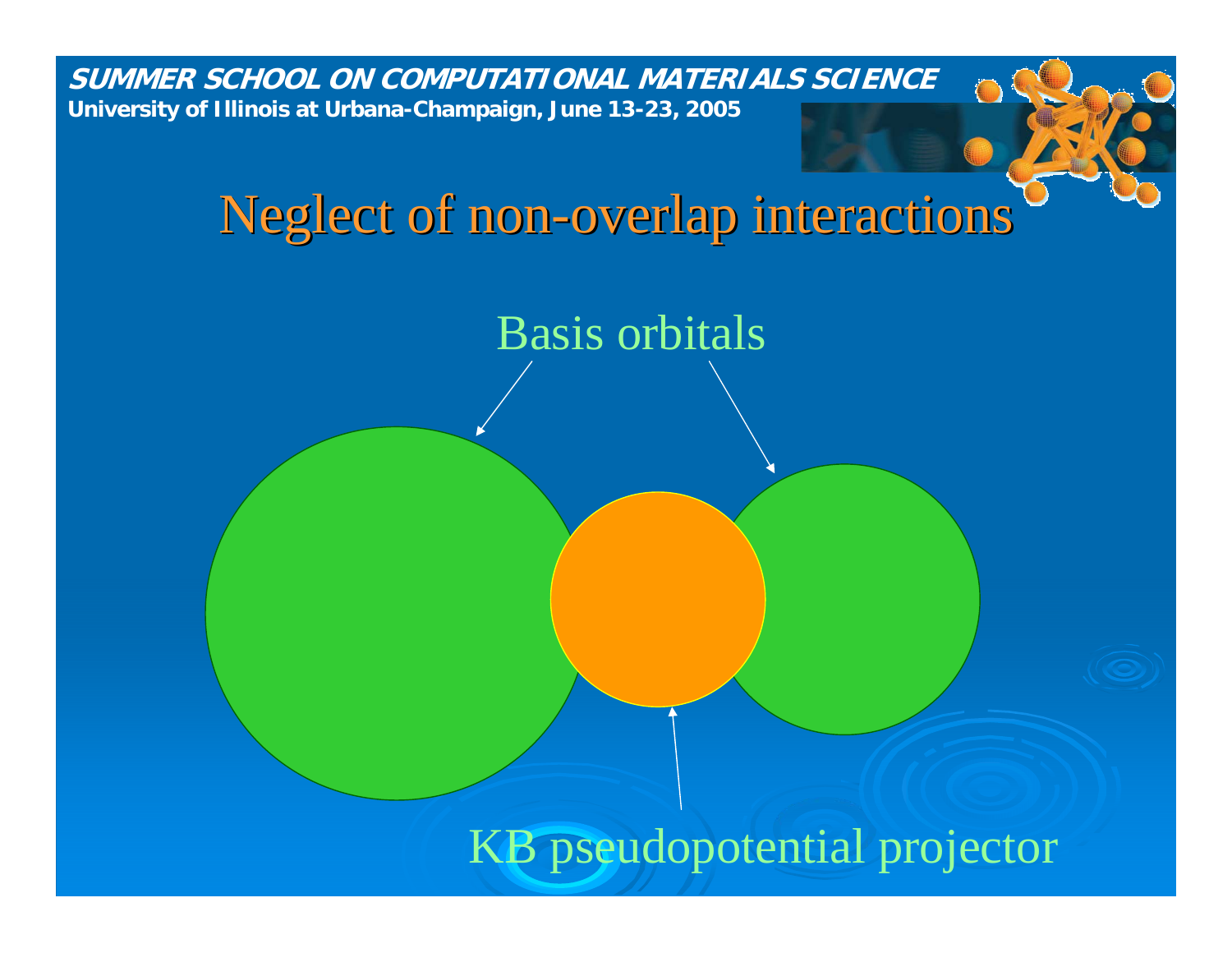# Neglect of non-overlap interactions

Basis orbitals

KB pseudopotential projector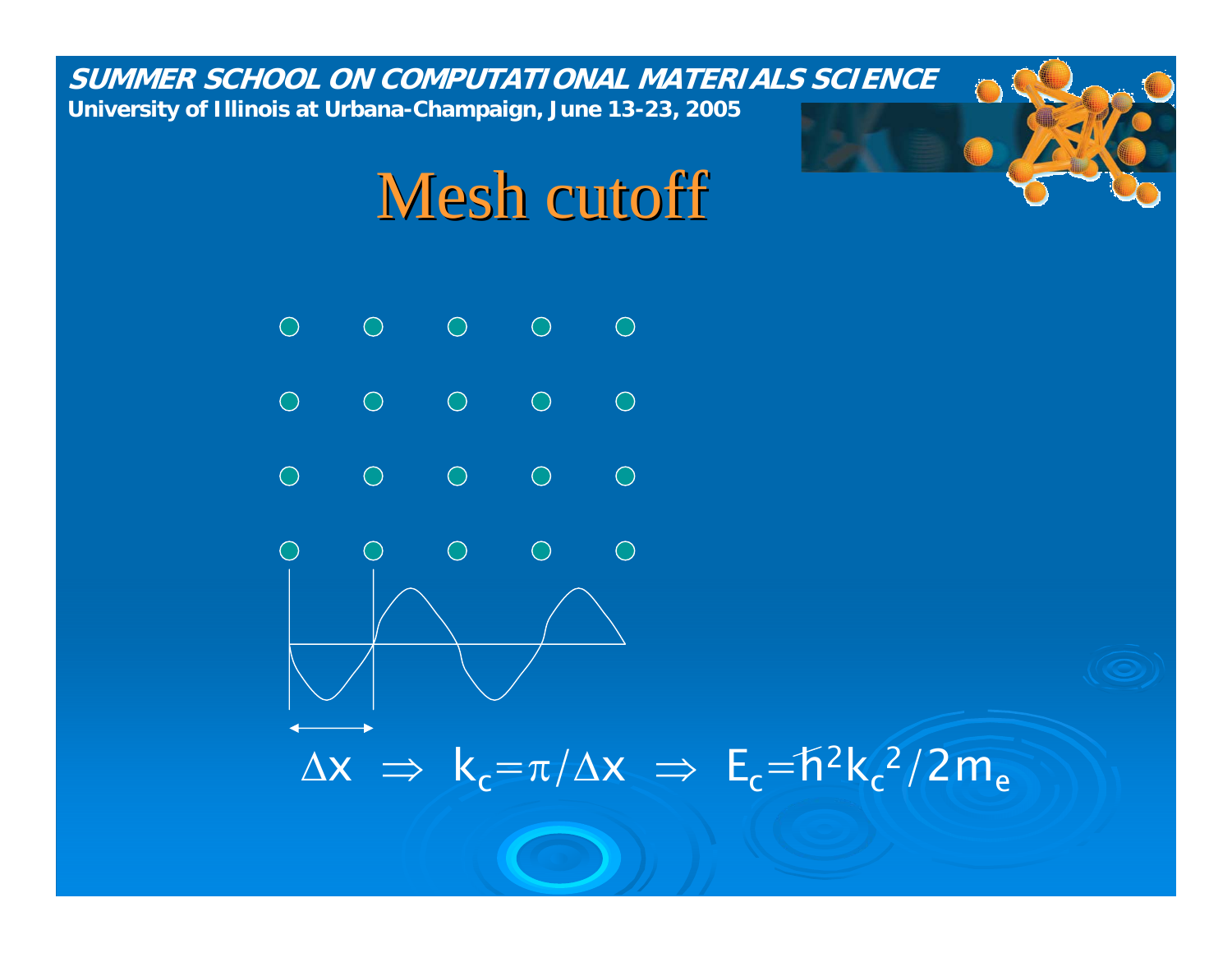# Mesh cutoff

$$\Delta x \;\Rightarrow\; k_c = \pi/\Delta x \;\Rightarrow\; E_c = \hbar^2 k_c^2 / 2m_e$$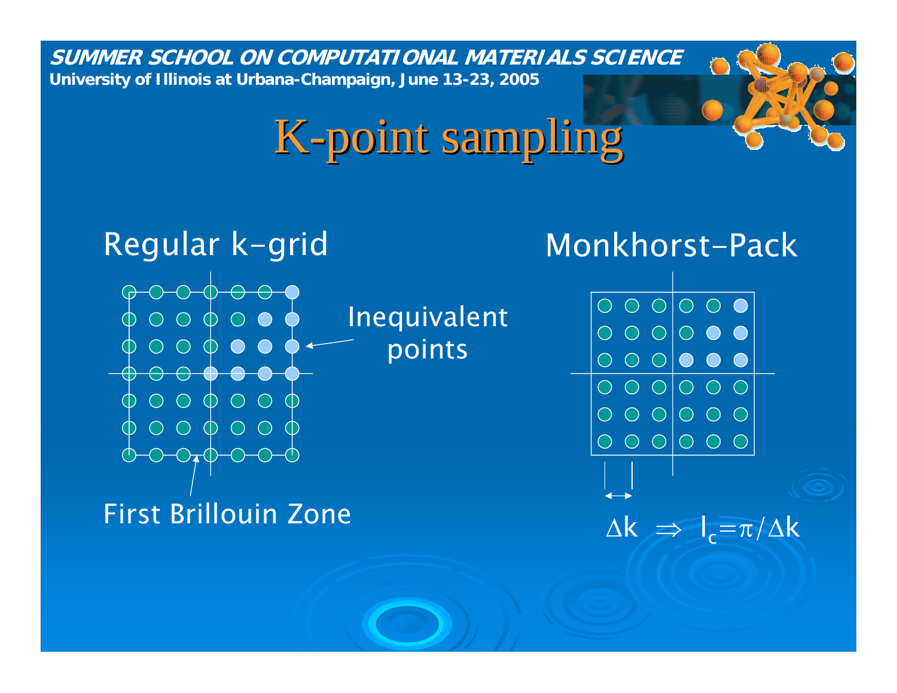# K-point sampling

## Regular k-grid

Inequivalent points

First Brillouin Zone

## Monkhorst-Pack

$\Delta k \Rightarrow l_c = \pi / \Delta k$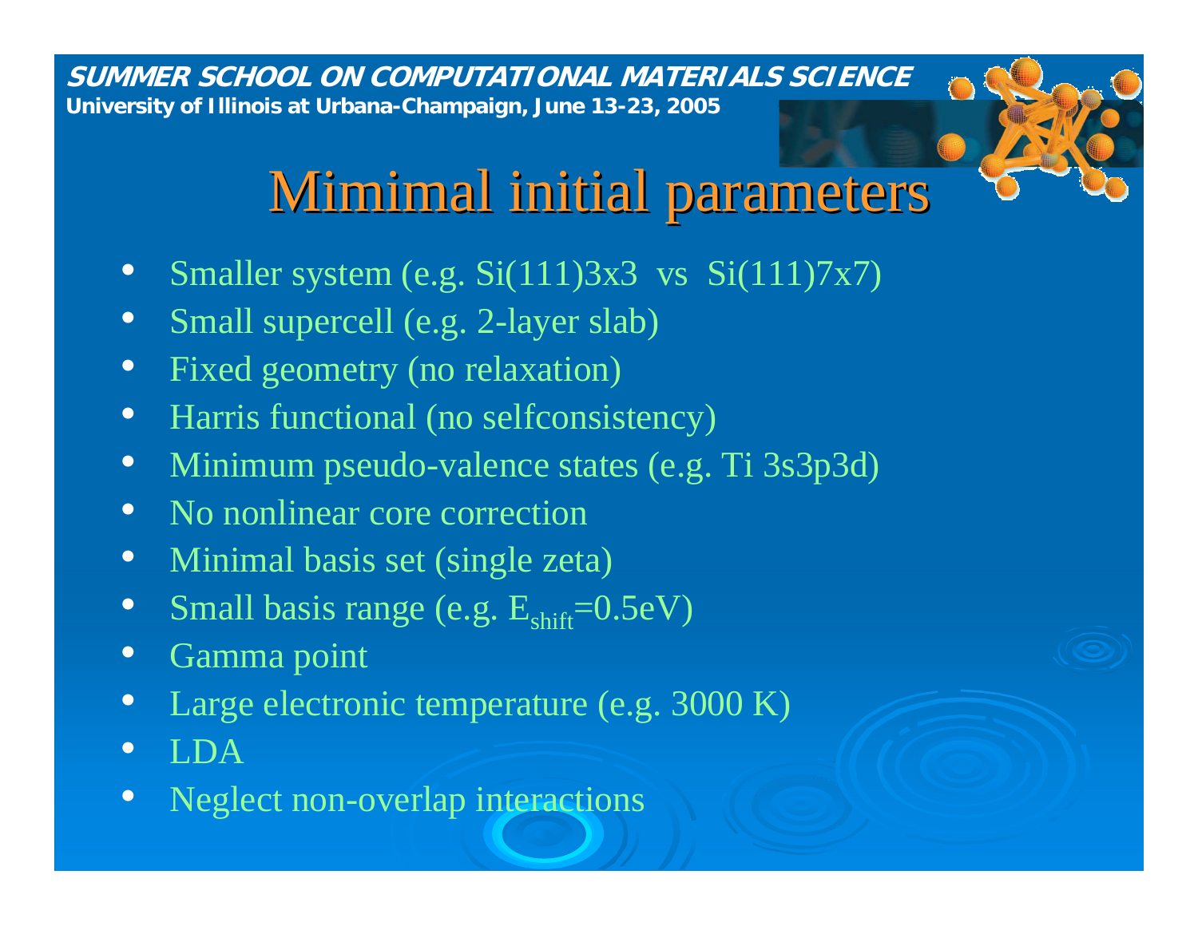# Mimimal initial parameters

- Smaller system (e.g. Si(111)3x3 vs Si(111)7x7)
- Small supercell (e.g. 2-layer slab)
- Fixed geometry (no relaxation)
- Harris functional (no selfconsistency)
- Minimum pseudo-valence states (e.g. Ti 3s3p3d)
- No nonlinear core correction
- Minimal basis set (single zeta)
- Small basis range (e.g. $E_{shift}$=0.5eV)
- Gamma point
- Large electronic temperature (e.g. 3000 K)
- LDA
- Neglect non-overlap interactions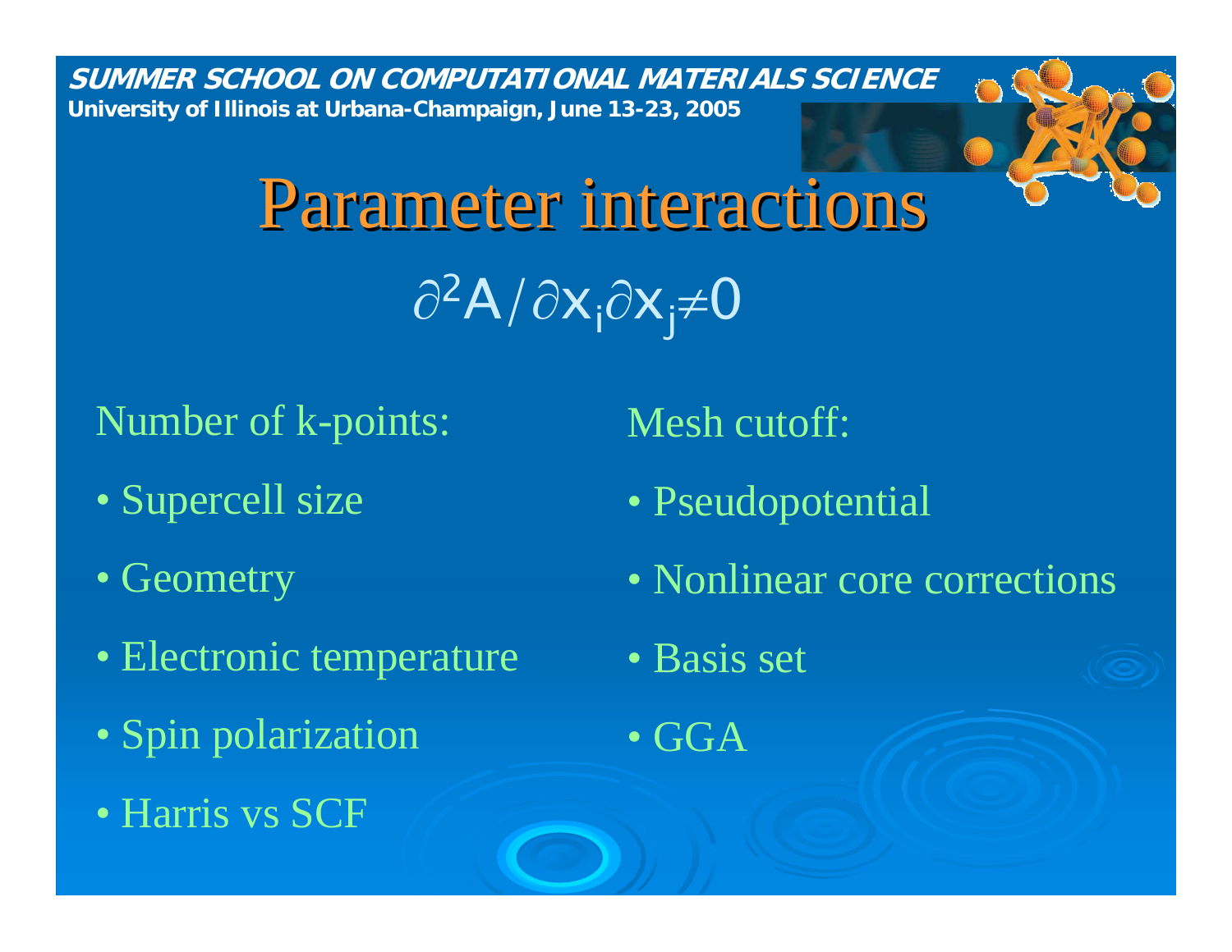# Parameter interactions

$$\partial^2 A / \partial x_i \partial x_j \neq 0$$

Number of k-points:

- Supercell size
- Geometry
- Electronic temperature
- Spin polarization
- Harris vs SCF

Mesh cutoff:

- Pseudopotential
- Nonlinear core corrections
- Basis set
- GGA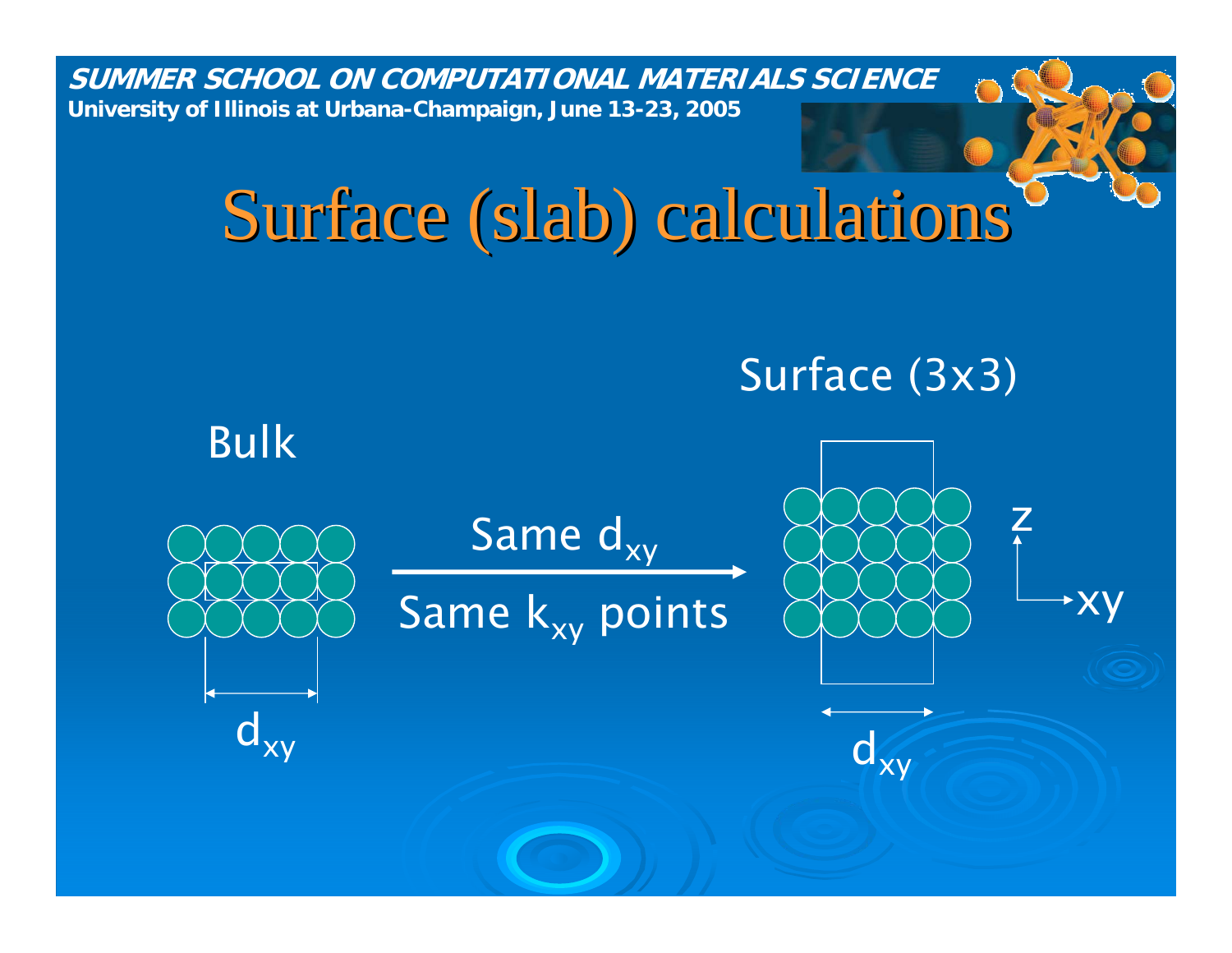# Surface (slab) calculations

Surface (3x3)

Bulk

Same $d_{xy}$

Same $k_{xy}$ points

$d_{xy}$

$d_{xy}$

z

xy